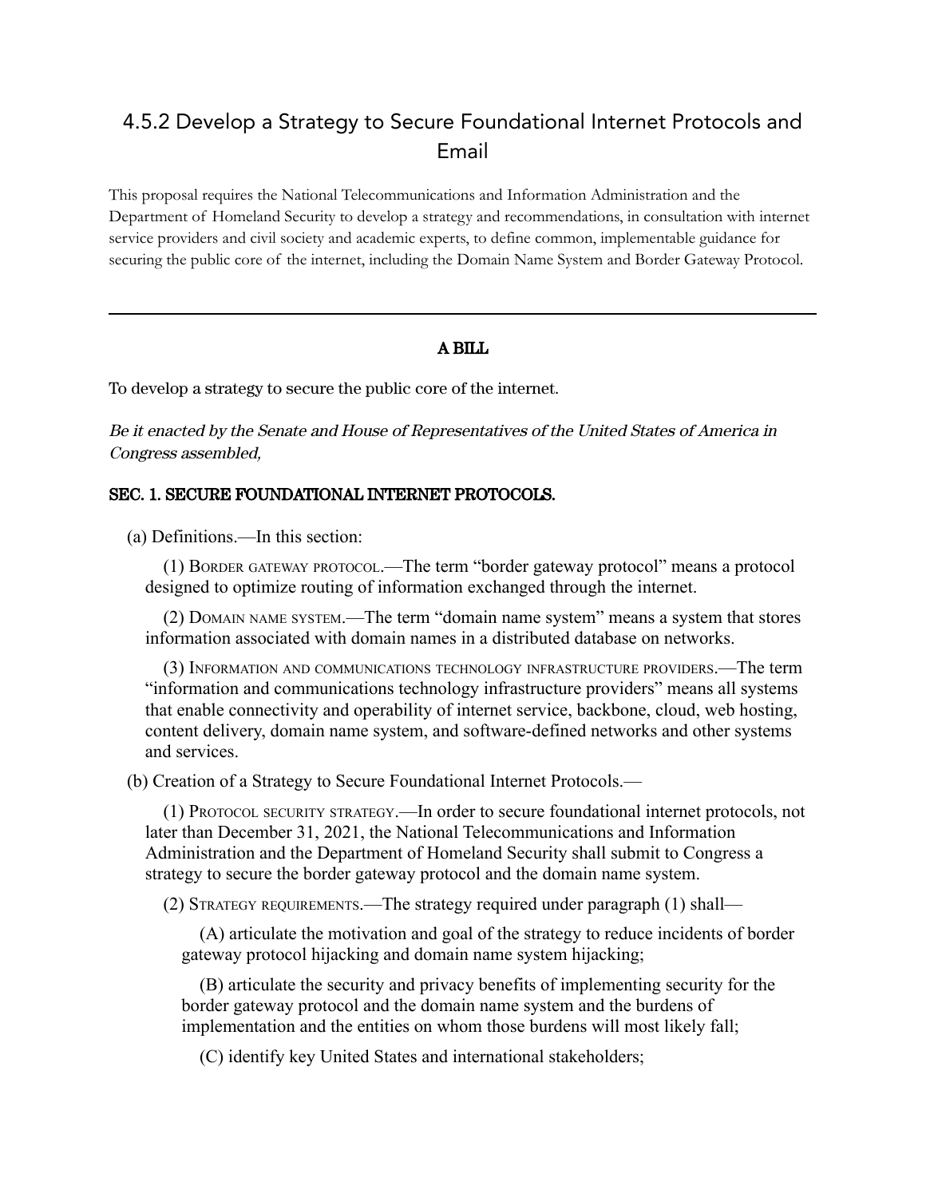## 4.5.2 Develop a Strategy to Secure Foundational Internet Protocols and Email

This proposal requires the National Telecommunications and Information Administration and the Department of Homeland Security to develop a strategy and recommendations, in consultation with internet service providers and civil society and academic experts, to define common, implementable guidance for securing the public core of the internet, including the Domain Name System and Border Gateway Protocol.

---

**A BILL**

To develop a strategy to secure the public core of the internet.

*Be it enacted by the Senate and House of Representatives of the United States of America in Congress assembled,*

**SEC. 1. SECURE FOUNDATIONAL INTERNET PROTOCOLS.**

(a) Definitions.—In this section:

(1) Border gateway protocol.—The term "border gateway protocol" means a protocol designed to optimize routing of information exchanged through the internet.

(2) Domain name system.—The term "domain name system" means a system that stores information associated with domain names in a distributed database on networks.

(3) Information and communications technology infrastructure providers.—The term "information and communications technology infrastructure providers" means all systems that enable connectivity and operability of internet service, backbone, cloud, web hosting, content delivery, domain name system, and software-defined networks and other systems and services.

(b) Creation of a Strategy to Secure Foundational Internet Protocols.—

(1) Protocol security strategy.—In order to secure foundational internet protocols, not later than December 31, 2021, the National Telecommunications and Information Administration and the Department of Homeland Security shall submit to Congress a strategy to secure the border gateway protocol and the domain name system.

(2) Strategy requirements.—The strategy required under paragraph (1) shall—

(A) articulate the motivation and goal of the strategy to reduce incidents of border gateway protocol hijacking and domain name system hijacking;

(B) articulate the security and privacy benefits of implementing security for the border gateway protocol and the domain name system and the burdens of implementation and the entities on whom those burdens will most likely fall;

(C) identify key United States and international stakeholders;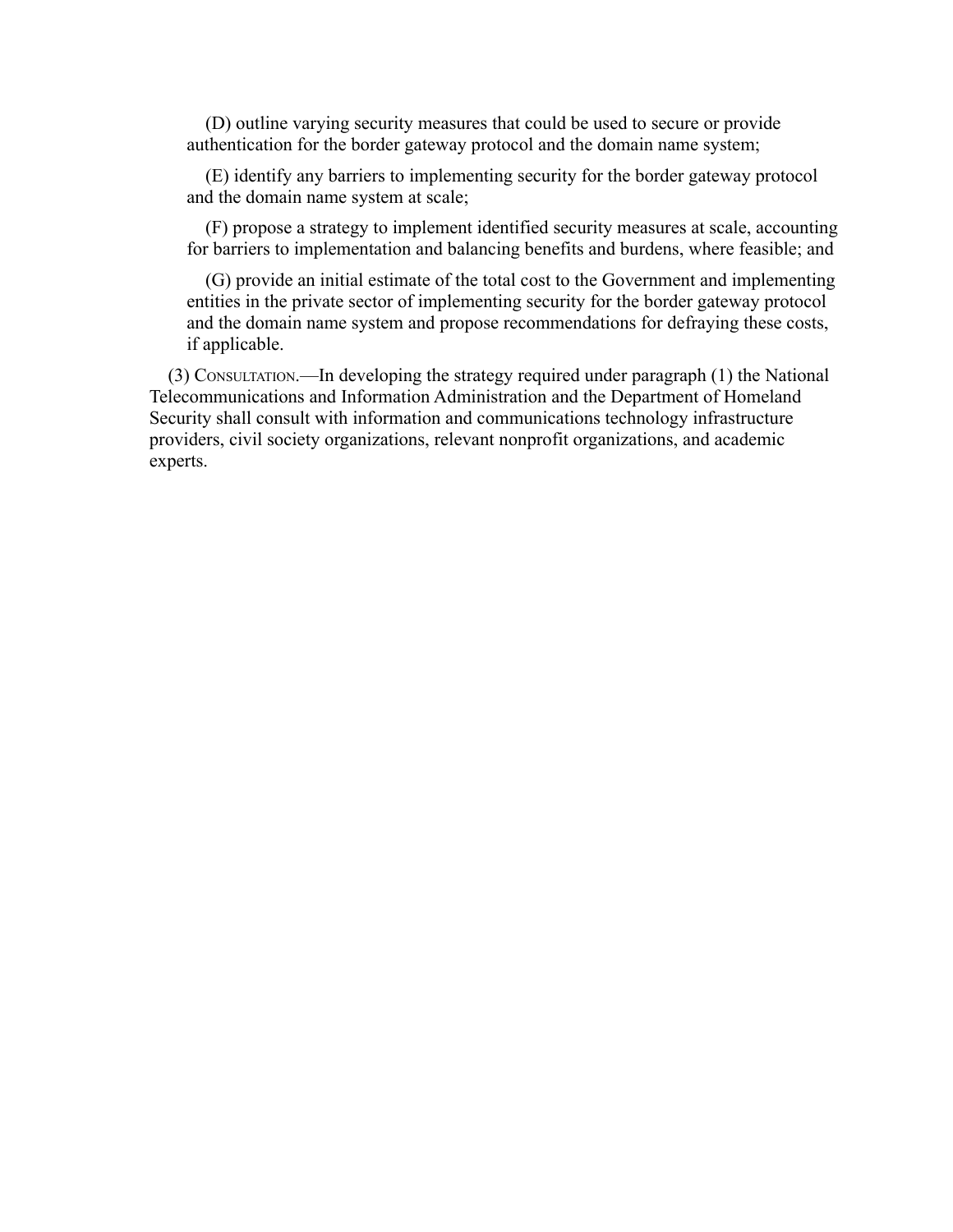(D) outline varying security measures that could be used to secure or provide authentication for the border gateway protocol and the domain name system;

(E) identify any barriers to implementing security for the border gateway protocol and the domain name system at scale;

(F) propose a strategy to implement identified security measures at scale, accounting for barriers to implementation and balancing benefits and burdens, where feasible; and

(G) provide an initial estimate of the total cost to the Government and implementing entities in the private sector of implementing security for the border gateway protocol and the domain name system and propose recommendations for defraying these costs, if applicable.

(3) CONSULTATION.—In developing the strategy required under paragraph (1) the National Telecommunications and Information Administration and the Department of Homeland Security shall consult with information and communications technology infrastructure providers, civil society organizations, relevant nonprofit organizations, and academic experts.